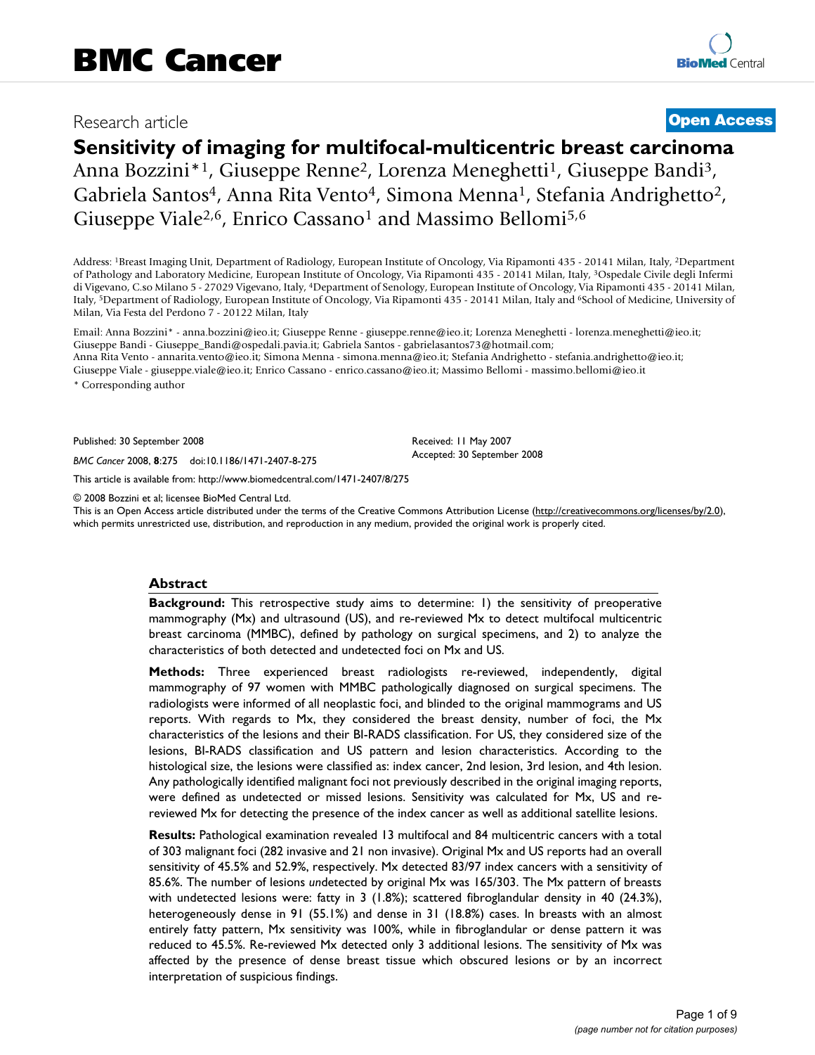BMC Cancer

Research article

Open Access

# Sensitivity of imaging for multifocal-multicentric breast carcinoma

Anna Bozzini*[1], Giuseppe Renne[2], Lorenza Meneghetti[1], Giuseppe Bandi[3], Gabriela Santos[4], Anna Rita Vento[4], Simona Menna[1], Stefania Andrighetto[2], Giuseppe Viale[2,6], Enrico Cassano[1] and Massimo Bellomi[5,6]

Address: [1]Breast Imaging Unit, Department of Radiology, European Institute of Oncology, Via Ripamonti 435 - 20141 Milan, Italy, [2]Department of Pathology and Laboratory Medicine, European Institute of Oncology, Via Ripamonti 435 - 20141 Milan, Italy, [3]Ospedale Civile degli Infermi di Vigevano, C.so Milano 5 - 27029 Vigevano, Italy, [4]Department of Senology, European Institute of Oncology, Via Ripamonti 435 - 20141 Milan, Italy, [5]Department of Radiology, European Institute of Oncology, Via Ripamonti 435 - 20141 Milan, Italy and [6]School of Medicine, University of Milan, Via Festa del Perdono 7 - 20122 Milan, Italy

Email: Anna Bozzini* - anna.bozzini@ieo.it; Giuseppe Renne - giuseppe.renne@ieo.it; Lorenza Meneghetti - lorenza.meneghetti@ieo.it; Giuseppe Bandi - Giuseppe_Bandi@ospedali.pavia.it; Gabriela Santos - gabrielasantos73@hotmail.com; Anna Rita Vento - annarita.vento@ieo.it; Simona Menna - simona.menna@ieo.it; Stefania Andrighetto - stefania.andrighetto@ieo.it; Giuseppe Viale - giuseppe.viale@ieo.it; Enrico Cassano - enrico.cassano@ieo.it; Massimo Bellomi - massimo.bellomi@ieo.it

* Corresponding author

Published: 30 September 2008

*BMC Cancer* 2008, **8**:275 doi:10.1186/1471-2407-8-275

Received: 11 May 2007

Accepted: 30 September 2008

This article is available from: http://www.biomedcentral.com/1471-2407/8/275

© 2008 Bozzini et al; licensee BioMed Central Ltd.

This is an Open Access article distributed under the terms of the Creative Commons Attribution License (http://creativecommons.org/licenses/by/2.0), which permits unrestricted use, distribution, and reproduction in any medium, provided the original work is properly cited.

## Abstract

**Background:** This retrospective study aims to determine: 1) the sensitivity of preoperative mammography (Mx) and ultrasound (US), and re-reviewed Mx to detect multifocal multicentric breast carcinoma (MMBC), defined by pathology on surgical specimens, and 2) to analyze the characteristics of both detected and undetected foci on Mx and US.

**Methods:** Three experienced breast radiologists re-reviewed, independently, digital mammography of 97 women with MMBC pathologically diagnosed on surgical specimens. The radiologists were informed of all neoplastic foci, and blinded to the original mammograms and US reports. With regards to Mx, they considered the breast density, number of foci, the Mx characteristics of the lesions and their BI-RADS classification. For US, they considered size of the lesions, BI-RADS classification and US pattern and lesion characteristics. According to the histological size, the lesions were classified as: index cancer, 2nd lesion, 3rd lesion, and 4th lesion. Any pathologically identified malignant foci not previously described in the original imaging reports, were defined as undetected or missed lesions. Sensitivity was calculated for Mx, US and re-reviewed Mx for detecting the presence of the index cancer as well as additional satellite lesions.

**Results:** Pathological examination revealed 13 multifocal and 84 multicentric cancers with a total of 303 malignant foci (282 invasive and 21 non invasive). Original Mx and US reports had an overall sensitivity of 45.5% and 52.9%, respectively. Mx detected 83/97 index cancers with a sensitivity of 85.6%. The number of lesions *un*detected by original Mx was 165/303. The Mx pattern of breasts with undetected lesions were: fatty in 3 (1.8%); scattered fibroglandular density in 40 (24.3%), heterogeneously dense in 91 (55.1%) and dense in 31 (18.8%) cases. In breasts with an almost entirely fatty pattern, Mx sensitivity was 100%, while in fibroglandular or dense pattern it was reduced to 45.5%. Re-reviewed Mx detected only 3 additional lesions. The sensitivity of Mx was affected by the presence of dense breast tissue which obscured lesions or by an incorrect interpretation of suspicious findings.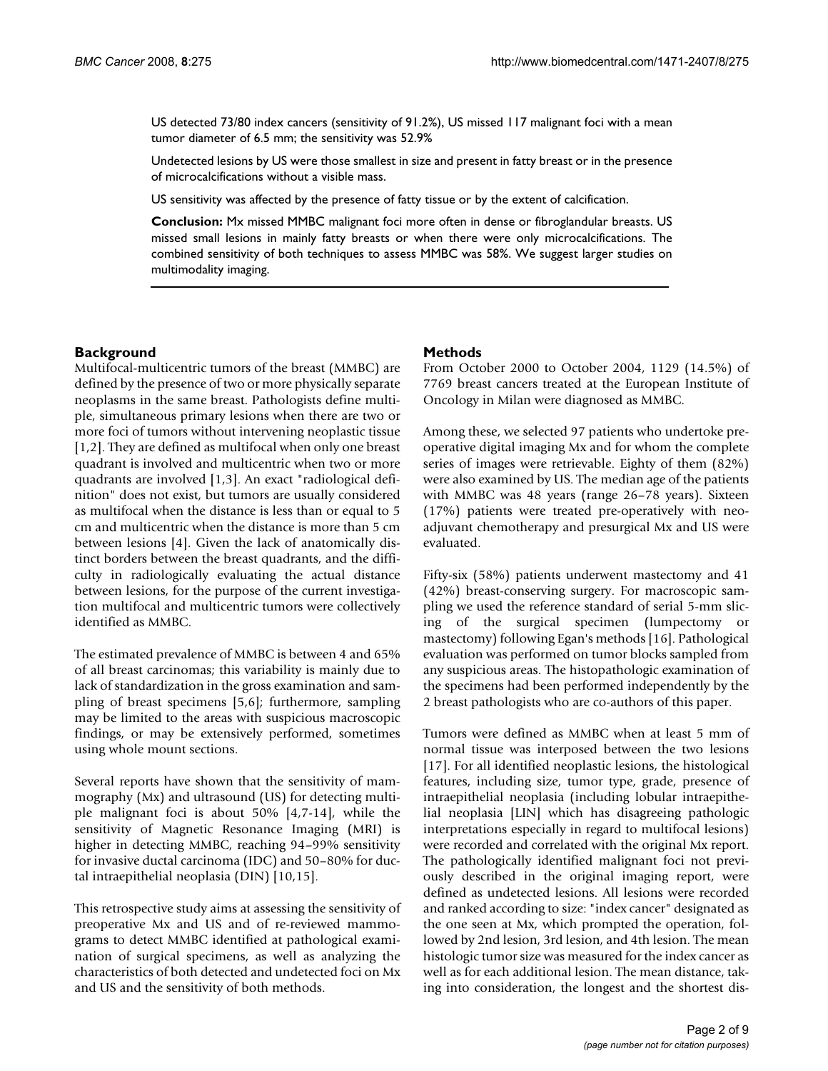US detected 73/80 index cancers (sensitivity of 91.2%), US missed 117 malignant foci with a mean tumor diameter of 6.5 mm; the sensitivity was 52.9%

Undetected lesions by US were those smallest in size and present in fatty breast or in the presence of microcalcifications without a visible mass.

US sensitivity was affected by the presence of fatty tissue or by the extent of calcification.

**Conclusion:** Mx missed MMBC malignant foci more often in dense or fibroglandular breasts. US missed small lesions in mainly fatty breasts or when there were only microcalcifications. The combined sensitivity of both techniques to assess MMBC was 58%. We suggest larger studies on multimodality imaging.

## Background

Multifocal-multicentric tumors of the breast (MMBC) are defined by the presence of two or more physically separate neoplasms in the same breast. Pathologists define multiple, simultaneous primary lesions when there are two or more foci of tumors without intervening neoplastic tissue [1,2]. They are defined as multifocal when only one breast quadrant is involved and multicentric when two or more quadrants are involved [1,3]. An exact "radiological definition" does not exist, but tumors are usually considered as multifocal when the distance is less than or equal to 5 cm and multicentric when the distance is more than 5 cm between lesions [4]. Given the lack of anatomically distinct borders between the breast quadrants, and the difficulty in radiologically evaluating the actual distance between lesions, for the purpose of the current investigation multifocal and multicentric tumors were collectively identified as MMBC.

The estimated prevalence of MMBC is between 4 and 65% of all breast carcinomas; this variability is mainly due to lack of standardization in the gross examination and sampling of breast specimens [5,6]; furthermore, sampling may be limited to the areas with suspicious macroscopic findings, or may be extensively performed, sometimes using whole mount sections.

Several reports have shown that the sensitivity of mammography (Mx) and ultrasound (US) for detecting multiple malignant foci is about 50% [4,7-14], while the sensitivity of Magnetic Resonance Imaging (MRI) is higher in detecting MMBC, reaching 94–99% sensitivity for invasive ductal carcinoma (IDC) and 50–80% for ductal intraepithelial neoplasia (DIN) [10,15].

This retrospective study aims at assessing the sensitivity of preoperative Mx and US and of re-reviewed mammograms to detect MMBC identified at pathological examination of surgical specimens, as well as analyzing the characteristics of both detected and undetected foci on Mx and US and the sensitivity of both methods.

## Methods

From October 2000 to October 2004, 1129 (14.5%) of 7769 breast cancers treated at the European Institute of Oncology in Milan were diagnosed as MMBC.

Among these, we selected 97 patients who undertoke preoperative digital imaging Mx and for whom the complete series of images were retrievable. Eighty of them (82%) were also examined by US. The median age of the patients with MMBC was 48 years (range 26–78 years). Sixteen (17%) patients were treated pre-operatively with neoadjuvant chemotherapy and presurgical Mx and US were evaluated.

Fifty-six (58%) patients underwent mastectomy and 41 (42%) breast-conserving surgery. For macroscopic sampling we used the reference standard of serial 5-mm slicing of the surgical specimen (lumpectomy or mastectomy) following Egan's methods [16]. Pathological evaluation was performed on tumor blocks sampled from any suspicious areas. The histopathologic examination of the specimens had been performed independently by the 2 breast pathologists who are co-authors of this paper.

Tumors were defined as MMBC when at least 5 mm of normal tissue was interposed between the two lesions [17]. For all identified neoplastic lesions, the histological features, including size, tumor type, grade, presence of intraepithelial neoplasia (including lobular intraepithelial neoplasia [LIN] which has disagreeing pathologic interpretations especially in regard to multifocal lesions) were recorded and correlated with the original Mx report. The pathologically identified malignant foci not previously described in the original imaging report, were defined as undetected lesions. All lesions were recorded and ranked according to size: "index cancer" designated as the one seen at Mx, which prompted the operation, followed by 2nd lesion, 3rd lesion, and 4th lesion. The mean histologic tumor size was measured for the index cancer as well as for each additional lesion. The mean distance, taking into consideration, the longest and the shortest dis-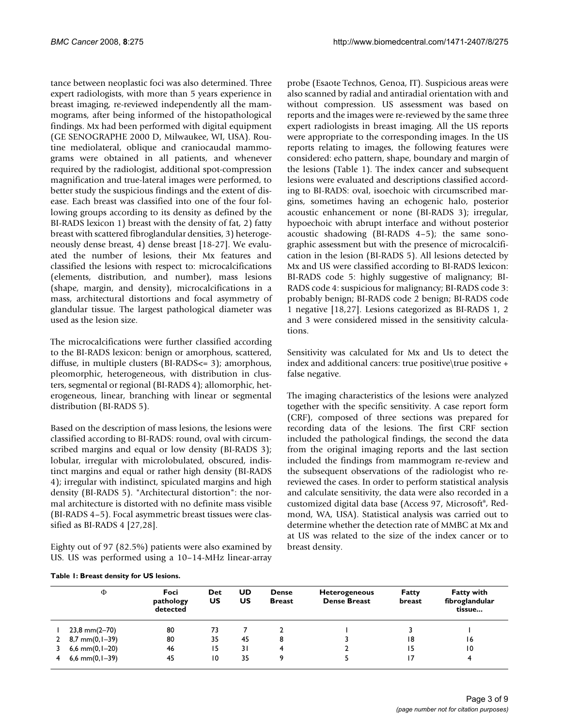tance between neoplastic foci was also determined. Three expert radiologists, with more than 5 years experience in breast imaging, re-reviewed independently all the mammograms, after being informed of the histopathological findings. Mx had been performed with digital equipment (GE SENOGRAPHE 2000 D, Milwaukee, WI, USA). Routine mediolateral, oblique and craniocaudal mammograms were obtained in all patients, and whenever required by the radiologist, additional spot-compression magnification and true-lateral images were performed, to better study the suspicious findings and the extent of disease. Each breast was classified into one of the four following groups according to its density as defined by the BI-RADS lexicon 1) breast with the density of fat, 2) fatty breast with scattered fibroglandular densities, 3) heterogeneously dense breast, 4) dense breast [18-27]. We evaluated the number of lesions, their Mx features and classified the lesions with respect to: microcalcifications (elements, distribution, and number), mass lesions (shape, margin, and density), microcalcifications in a mass, architectural distortions and focal asymmetry of glandular tissue. The largest pathological diameter was used as the lesion size.

The microcalcifications were further classified according to the BI-RADS lexicon: benign or amorphous, scattered, diffuse, in multiple clusters (BI-RADS<= 3); amorphous, pleomorphic, heterogeneous, with distribution in clusters, segmental or regional (BI-RADS 4); allomorphic, heterogeneous, linear, branching with linear or segmental distribution (BI-RADS 5).

Based on the description of mass lesions, the lesions were classified according to BI-RADS: round, oval with circumscribed margins and equal or low density (BI-RADS 3); lobular, irregular with microlobulated, obscured, indistinct margins and equal or rather high density (BI-RADS 4); irregular with indistinct, spiculated margins and high density (BI-RADS 5). "Architectural distortion": the normal architecture is distorted with no definite mass visible (BI-RADS 4–5). Focal asymmetric breast tissues were classified as BI-RADS 4 [27,28].

Eighty out of 97 (82.5%) patients were also examined by US. US was performed using a 10–14-MHz linear-array probe (Esaote Technos, Genoa, IT). Suspicious areas were also scanned by radial and antiradial orientation with and without compression. US assessment was based on reports and the images were re-reviewed by the same three expert radiologists in breast imaging. All the US reports were appropriate to the corresponding images. In the US reports relating to images, the following features were considered: echo pattern, shape, boundary and margin of the lesions (Table 1). The index cancer and subsequent lesions were evaluated and descriptions classified according to BI-RADS: oval, isoechoic with circumscribed margins, sometimes having an echogenic halo, posterior acoustic enhancement or none (BI-RADS 3); irregular, hypoechoic with abrupt interface and without posterior acoustic shadowing (BI-RADS 4–5); the same sonographic assessment but with the presence of microcalcification in the lesion (BI-RADS 5). All lesions detected by Mx and US were classified according to BI-RADS lexicon: BI-RADS code 5: highly suggestive of malignancy; BI-RADS code 4: suspicious for malignancy; BI-RADS code 3: probably benign; BI-RADS code 2 benign; BI-RADS code 1 negative [18,27]. Lesions categorized as BI-RADS 1, 2 and 3 were considered missed in the sensitivity calculations.

Sensitivity was calculated for Mx and Us to detect the index and additional cancers: true positive\true positive + false negative.

The imaging characteristics of the lesions were analyzed together with the specific sensitivity. A case report form (CRF), composed of three sections was prepared for recording data of the lesions. The first CRF section included the pathological findings, the second the data from the original imaging reports and the last section included the findings from mammogram re-review and the subsequent observations of the radiologist who re-reviewed the cases. In order to perform statistical analysis and calculate sensitivity, the data were also recorded in a customized digital data base (Access 97, Microsoft®, Redmond, WA, USA). Statistical analysis was carried out to determine whether the detection rate of MMBC at Mx and at US was related to the size of the index cancer or to breast density.

**Table 1: Breast density for US lesions.**

| | Φ | Foci pathology detected | Det US | UD US | Dense Breast | Heterogeneous Dense Breast | Fatty breast | Fatty with fibroglandular tissue... |
|---|---|---|---|---|---|---|---|---|
| 1 | 23,8 mm(2–70) | 80 | 73 | 7 | 2 | 1 | 3 | 1 |
| 2 | 8,7 mm(0,1–39) | 80 | 35 | 45 | 8 | 3 | 18 | 16 |
| 3 | 6,6 mm(0,1–20) | 46 | 15 | 31 | 4 | 2 | 15 | 10 |
| 4 | 6,6 mm(0,1–39) | 45 | 10 | 35 | 9 | 5 | 17 | 4 |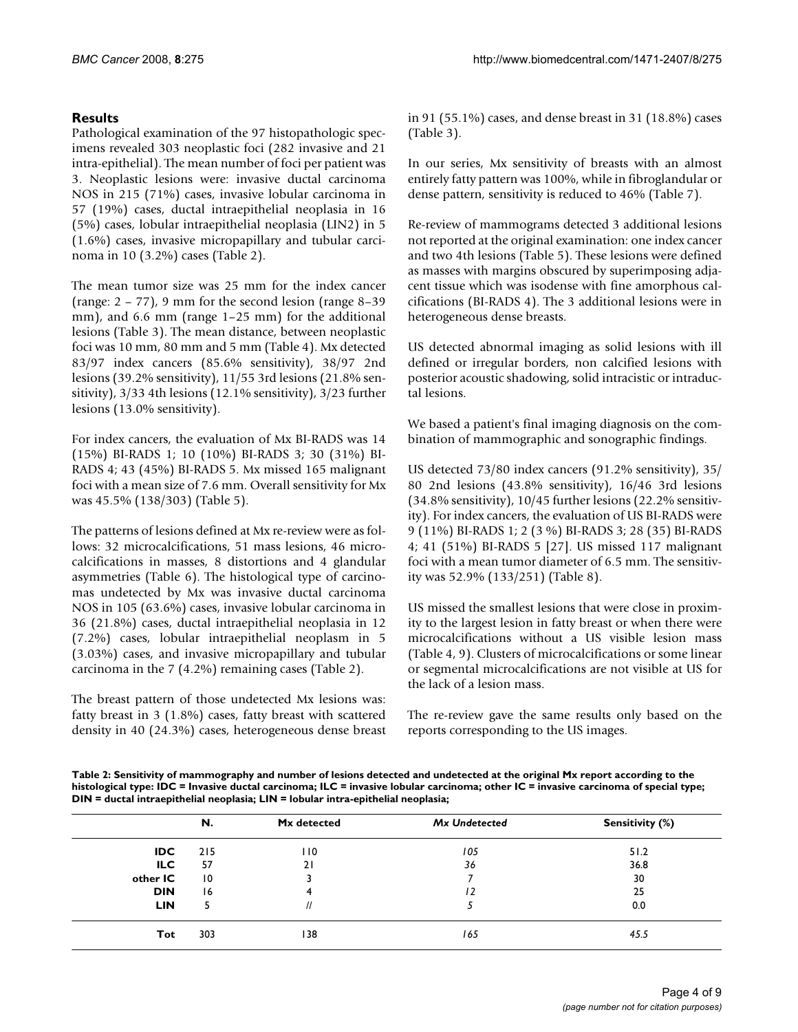## Results

Pathological examination of the 97 histopathologic specimens revealed 303 neoplastic foci (282 invasive and 21 intra-epithelial). The mean number of foci per patient was 3. Neoplastic lesions were: invasive ductal carcinoma NOS in 215 (71%) cases, invasive lobular carcinoma in 57 (19%) cases, ductal intraepithelial neoplasia in 16 (5%) cases, lobular intraepithelial neoplasia (LIN2) in 5 (1.6%) cases, invasive micropapillary and tubular carcinoma in 10 (3.2%) cases (Table 2).

The mean tumor size was 25 mm for the index cancer (range: 2 – 77), 9 mm for the second lesion (range 8–39 mm), and 6.6 mm (range 1–25 mm) for the additional lesions (Table 3). The mean distance, between neoplastic foci was 10 mm, 80 mm and 5 mm (Table 4). Mx detected 83/97 index cancers (85.6% sensitivity), 38/97 2nd lesions (39.2% sensitivity), 11/55 3rd lesions (21.8% sensitivity), 3/33 4th lesions (12.1% sensitivity), 3/23 further lesions (13.0% sensitivity).

For index cancers, the evaluation of Mx BI-RADS was 14 (15%) BI-RADS 1; 10 (10%) BI-RADS 3; 30 (31%) BI-RADS 4; 43 (45%) BI-RADS 5. Mx missed 165 malignant foci with a mean size of 7.6 mm. Overall sensitivity for Mx was 45.5% (138/303) (Table 5).

The patterns of lesions defined at Mx re-review were as follows: 32 microcalcifications, 51 mass lesions, 46 microcalcifications in masses, 8 distortions and 4 glandular asymmetries (Table 6). The histological type of carcinomas undetected by Mx was invasive ductal carcinoma NOS in 105 (63.6%) cases, invasive lobular carcinoma in 36 (21.8%) cases, ductal intraepithelial neoplasia in 12 (7.2%) cases, lobular intraepithelial neoplasm in 5 (3.03%) cases, and invasive micropapillary and tubular carcinoma in the 7 (4.2%) remaining cases (Table 2).

The breast pattern of those undetected Mx lesions was: fatty breast in 3 (1.8%) cases, fatty breast with scattered density in 40 (24.3%) cases, heterogeneous dense breast in 91 (55.1%) cases, and dense breast in 31 (18.8%) cases (Table 3).

In our series, Mx sensitivity of breasts with an almost entirely fatty pattern was 100%, while in fibroglandular or dense pattern, sensitivity is reduced to 46% (Table 7).

Re-review of mammograms detected 3 additional lesions not reported at the original examination: one index cancer and two 4th lesions (Table 5). These lesions were defined as masses with margins obscured by superimposing adjacent tissue which was isodense with fine amorphous calcifications (BI-RADS 4). The 3 additional lesions were in heterogeneous dense breasts.

US detected abnormal imaging as solid lesions with ill defined or irregular borders, non calcified lesions with posterior acoustic shadowing, solid intracistic or intraductal lesions.

We based a patient's final imaging diagnosis on the combination of mammographic and sonographic findings.

US detected 73/80 index cancers (91.2% sensitivity), 35/80 2nd lesions (43.8% sensitivity), 16/46 3rd lesions (34.8% sensitivity), 10/45 further lesions (22.2% sensitivity). For index cancers, the evaluation of US BI-RADS were 9 (11%) BI-RADS 1; 2 (3 %) BI-RADS 3; 28 (35) BI-RADS 4; 41 (51%) BI-RADS 5 [27]. US missed 117 malignant foci with a mean tumor diameter of 6.5 mm. The sensitivity was 52.9% (133/251) (Table 8).

US missed the smallest lesions that were close in proximity to the largest lesion in fatty breast or when there were microcalcifications without a US visible lesion mass (Table 4, 9). Clusters of microcalcifications or some linear or segmental microcalcifications are not visible at US for the lack of a lesion mass.

The re-review gave the same results only based on the reports corresponding to the US images.

**Table 2: Sensitivity of mammography and number of lesions detected and undetected at the original Mx report according to the histological type: IDC = Invasive ductal carcinoma; ILC = invasive lobular carcinoma; other IC = invasive carcinoma of special type; DIN = ductal intraepithelial neoplasia; LIN = lobular intra-epithelial neoplasia;**

| | N. | Mx detected | *Mx Undetected* | Sensitivity (%) |
|---|---|---|---|---|
| **IDC** | 215 | 110 | *105* | 51.2 |
| **ILC** | 57 | 21 | *36* | 36.8 |
| **other IC** | 10 | 3 | *7* | 30 |
| **DIN** | 16 | 4 | *12* | 25 |
| **LIN** | 5 | // | *5* | 0.0 |
| **Tot** | 303 | 138 | *165* | *45.5* |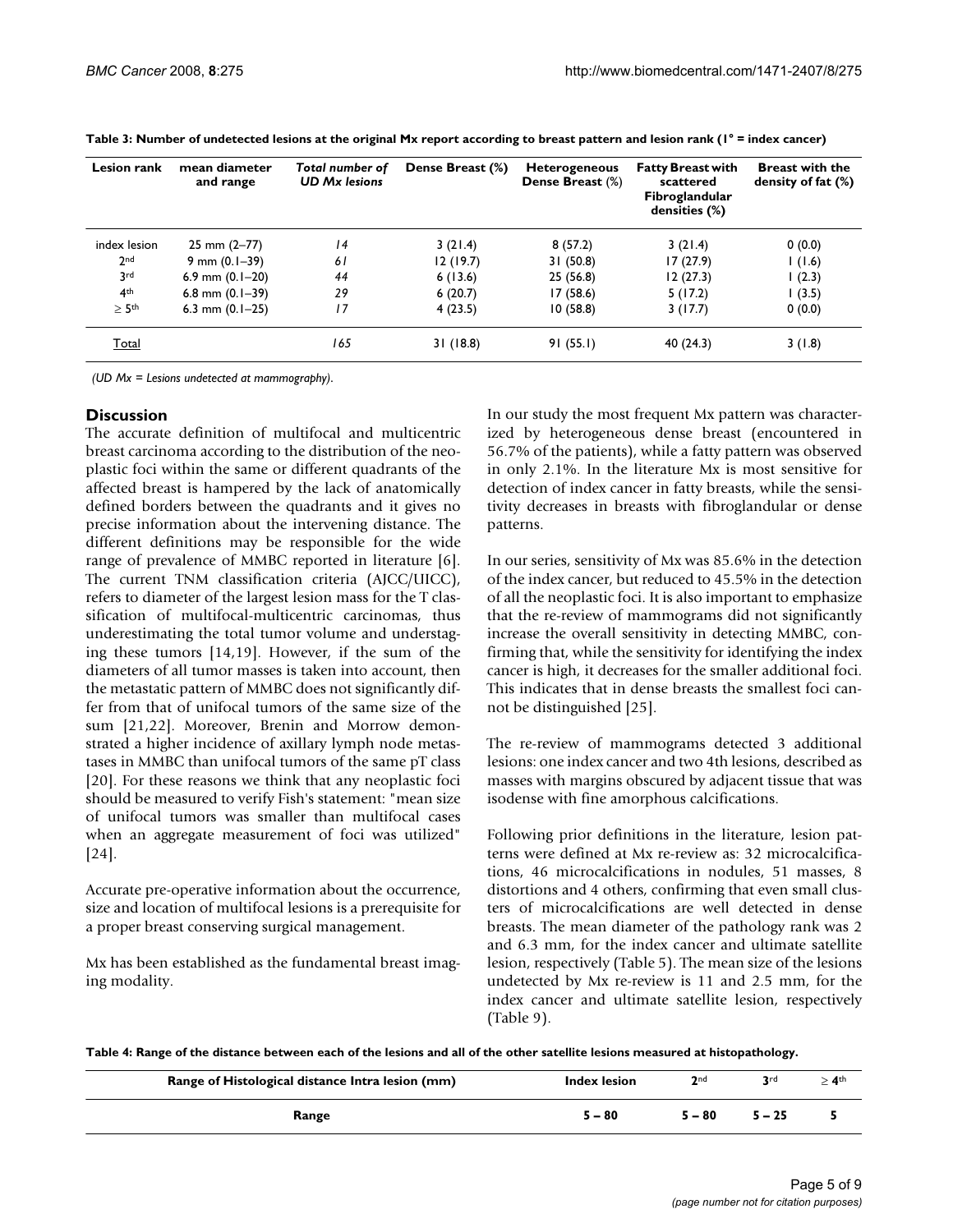**Table 3: Number of undetected lesions at the original Mx report according to breast pattern and lesion rank (1° = index cancer)**

| Lesion rank | mean diameter and range | *Total number of UD Mx lesions* | Dense Breast (%) | Heterogeneous Dense Breast (%) | Fatty Breast with scattered Fibroglandular densities (%) | Breast with the density of fat (%) |
|---|---|---|---|---|---|---|
| index lesion | 25 mm (2–77) | *14* | 3 (21.4) | 8 (57.2) | 3 (21.4) | 0 (0.0) |
| 2nd | 9 mm (0.1–39) | *61* | 12 (19.7) | 31 (50.8) | 17 (27.9) | 1 (1.6) |
| 3rd | 6.9 mm (0.1–20) | *44* | 6 (13.6) | 25 (56.8) | 12 (27.3) | 1 (2.3) |
| 4th | 6.8 mm (0.1–39) | *29* | 6 (20.7) | 17 (58.6) | 5 (17.2) | 1 (3.5) |
| ≥ 5th | 6.3 mm (0.1–25) | *17* | 4 (23.5) | 10 (58.8) | 3 (17.7) | 0 (0.0) |
| Total | | *165* | 31 (18.8) | 91 (55.1) | 40 (24.3) | 3 (1.8) |

*(UD Mx = Lesions undetected at mammography).*

## Discussion

The accurate definition of multifocal and multicentric breast carcinoma according to the distribution of the neoplastic foci within the same or different quadrants of the affected breast is hampered by the lack of anatomically defined borders between the quadrants and it gives no precise information about the intervening distance. The different definitions may be responsible for the wide range of prevalence of MMBC reported in literature [6]. The current TNM classification criteria (AJCC/UICC), refers to diameter of the largest lesion mass for the T classification of multifocal-multicentric carcinomas, thus underestimating the total tumor volume and understaging these tumors [14,19]. However, if the sum of the diameters of all tumor masses is taken into account, then the metastatic pattern of MMBC does not significantly differ from that of unifocal tumors of the same size of the sum [21,22]. Moreover, Brenin and Morrow demonstrated a higher incidence of axillary lymph node metastases in MMBC than unifocal tumors of the same pT class [20]. For these reasons we think that any neoplastic foci should be measured to verify Fish's statement: "mean size of unifocal tumors was smaller than multifocal cases when an aggregate measurement of foci was utilized" [24].

Accurate pre-operative information about the occurrence, size and location of multifocal lesions is a prerequisite for a proper breast conserving surgical management.

Mx has been established as the fundamental breast imaging modality.

In our study the most frequent Mx pattern was characterized by heterogeneous dense breast (encountered in 56.7% of the patients), while a fatty pattern was observed in only 2.1%. In the literature Mx is most sensitive for detection of index cancer in fatty breasts, while the sensitivity decreases in breasts with fibroglandular or dense patterns.

In our series, sensitivity of Mx was 85.6% in the detection of the index cancer, but reduced to 45.5% in the detection of all the neoplastic foci. It is also important to emphasize that the re-review of mammograms did not significantly increase the overall sensitivity in detecting MMBC, confirming that, while the sensitivity for identifying the index cancer is high, it decreases for the smaller additional foci. This indicates that in dense breasts the smallest foci cannot be distinguished [25].

The re-review of mammograms detected 3 additional lesions: one index cancer and two 4th lesions, described as masses with margins obscured by adjacent tissue that was isodense with fine amorphous calcifications.

Following prior definitions in the literature, lesion patterns were defined at Mx re-review as: 32 microcalcifications, 46 microcalcifications in nodules, 51 masses, 8 distortions and 4 others, confirming that even small clusters of microcalcifications are well detected in dense breasts. The mean diameter of the pathology rank was 2 and 6.3 mm, for the index cancer and ultimate satellite lesion, respectively (Table 5). The mean size of the lesions undetected by Mx re-review is 11 and 2.5 mm, for the index cancer and ultimate satellite lesion, respectively (Table 9).

**Table 4: Range of the distance between each of the lesions and all of the other satellite lesions measured at histopathology.**

| Range of Histological distance Intra lesion (mm) | Index lesion | 2nd | 3rd | ≥ 4th |
|---|---|---|---|---|
| Range | 5 – 80 | 5 – 80 | 5 – 25 | 5 |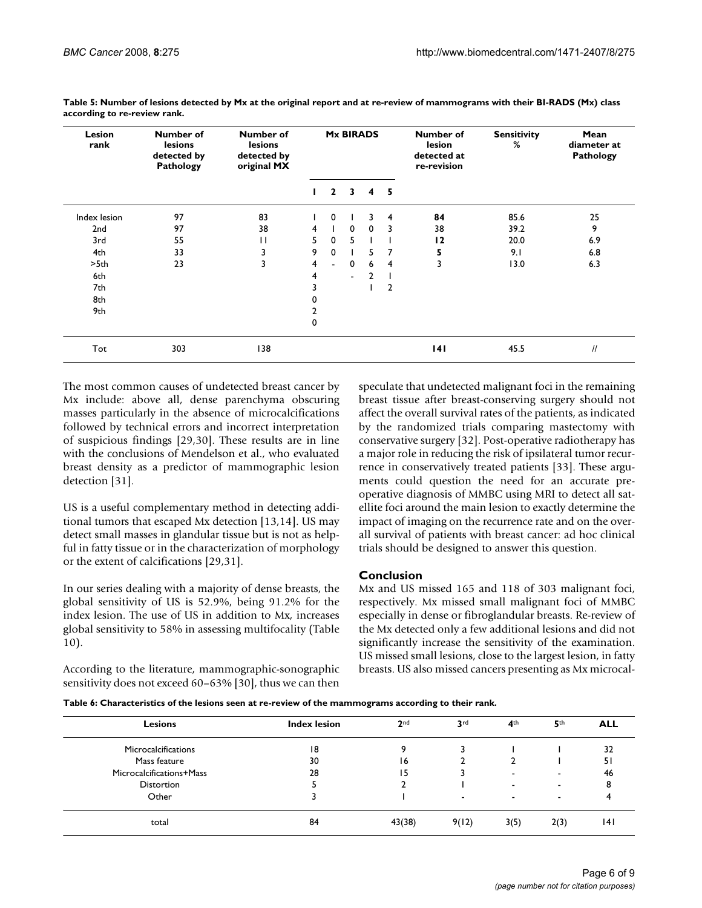**Table 5: Number of lesions detected by Mx at the original report and at re-review of mammograms with their BI-RADS (Mx) class according to re-review rank.**

| Lesion rank | Number of lesions detected by Pathology | Number of lesions detected by original MX | Mx BIRADS | | | | | Number of lesion detected at re-revision | Sensitivity % | Mean diameter at Pathology |
|---|---|---|---|---|---|---|---|---|---|---|
| | | | 1 | 2 | 3 | 4 | 5 | | | |
| Index lesion | 97 | 83 | 1 | 0 | 1 | 3 | 4 | **84** | 85.6 | 25 |
| 2nd | 97 | 38 | 4 | 1 | 0 | 0 | 3 | 38 | 39.2 | 9 |
| 3rd | 55 | 11 | 5 | 0 | 5 | 1 | 1 | **12** | 20.0 | 6.9 |
| 4th | 33 | 3 | 9 | 0 | 1 | 5 | 7 | **5** | 9.1 | 6.8 |
| >5th | 23 | 3 | 4 | - | 0 | 6 | 4 | 3 | 13.0 | 6.3 |
| 6th | | | 4 | | - | 2 | 1 | | | |
| 7th | | | 3 | | | 1 | 2 | | | |
| 8th | | | 0 | | | | | | | |
| 9th | | | 2 | | | | | | | |
| | | | 0 | | | | | | | |
| Tot | 303 | 138 | | | | | | **141** | 45.5 | // |

The most common causes of undetected breast cancer by Mx include: above all, dense parenchyma obscuring masses particularly in the absence of microcalcifications followed by technical errors and incorrect interpretation of suspicious findings [29,30]. These results are in line with the conclusions of Mendelson et al., who evaluated breast density as a predictor of mammographic lesion detection [31].

US is a useful complementary method in detecting additional tumors that escaped Mx detection [13,14]. US may detect small masses in glandular tissue but is not as helpful in fatty tissue or in the characterization of morphology or the extent of calcifications [29,31].

In our series dealing with a majority of dense breasts, the global sensitivity of US is 52.9%, being 91.2% for the index lesion. The use of US in addition to Mx, increases global sensitivity to 58% in assessing multifocality (Table 10).

According to the literature, mammographic-sonographic sensitivity does not exceed 60–63% [30], thus we can then speculate that undetected malignant foci in the remaining breast tissue after breast-conserving surgery should not affect the overall survival rates of the patients, as indicated by the randomized trials comparing mastectomy with conservative surgery [32]. Post-operative radiotherapy has a major role in reducing the risk of ipsilateral tumor recurrence in conservatively treated patients [33]. These arguments could question the need for an accurate preoperative diagnosis of MMBC using MRI to detect all satellite foci around the main lesion to exactly determine the impact of imaging on the recurrence rate and on the overall survival of patients with breast cancer: ad hoc clinical trials should be designed to answer this question.

## Conclusion

Mx and US missed 165 and 118 of 303 malignant foci, respectively. Mx missed small malignant foci of MMBC especially in dense or fibroglandular breasts. Re-review of the Mx detected only a few additional lesions and did not significantly increase the sensitivity of the examination. US missed small lesions, close to the largest lesion, in fatty breasts. US also missed cancers presenting as Mx microcal-

**Table 6: Characteristics of the lesions seen at re-review of the mammograms according to their rank.**

| Lesions | Index lesion | 2nd | 3rd | 4th | 5th | ALL |
|---|---|---|---|---|---|---|
| Microcalcifications | 18 | 9 | 3 | 1 | 1 | 32 |
| Mass feature | 30 | 16 | 2 | 2 | 1 | 51 |
| Microcalcifications+Mass | 28 | 15 | 3 | - | - | 46 |
| Distortion | 5 | 2 | 1 | - | - | 8 |
| Other | 3 | 1 | - | - | - | 4 |
| total | 84 | 43(38) | 9(12) | 3(5) | 2(3) | 141 |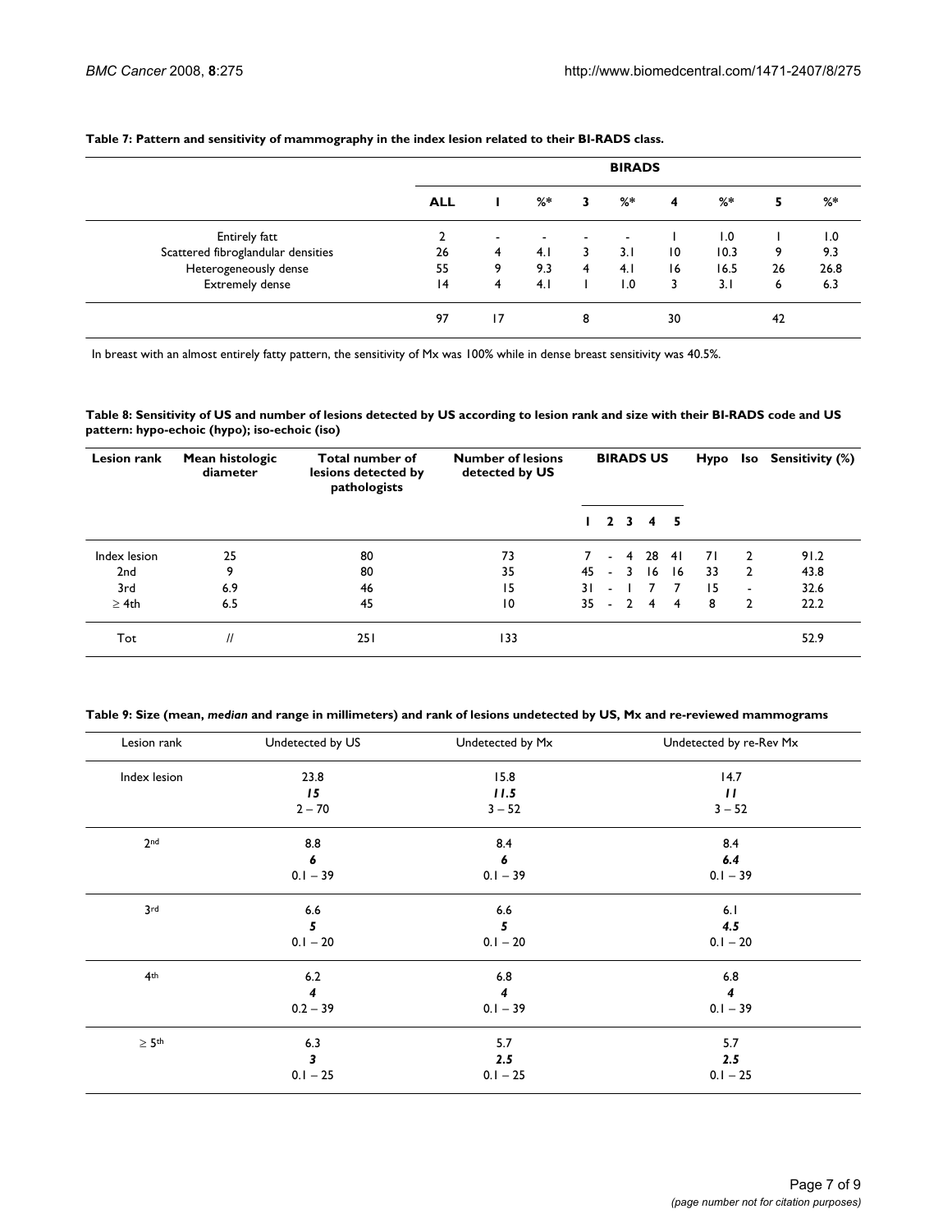**Table 7: Pattern and sensitivity of mammography in the index lesion related to their BI-RADS class.**

| | BIRADS | | | | | | | | |
|---|---|---|---|---|---|---|---|---|---|
| | **ALL** | **1** | **%*** | **3** | **%*** | **4** | **%*** | **5** | **%*** |
| Entirely fatt | 2 | - | - | - | - | 1 | 1.0 | 1 | 1.0 |
| Scattered fibroglandular densities | 26 | 4 | 4.1 | 3 | 3.1 | 10 | 10.3 | 9 | 9.3 |
| Heterogeneously dense | 55 | 9 | 9.3 | 4 | 4.1 | 16 | 16.5 | 26 | 26.8 |
| Extremely dense | 14 | 4 | 4.1 | 1 | 1.0 | 3 | 3.1 | 6 | 6.3 |
| | 97 | 17 | | 8 | | 30 | | 42 | |

In breast with an almost entirely fatty pattern, the sensitivity of Mx was 100% while in dense breast sensitivity was 40.5%.

**Table 8: Sensitivity of US and number of lesions detected by US according to lesion rank and size with their BI-RADS code and US pattern: hypo-echoic (hypo); iso-echoic (iso)**

| Lesion rank | Mean histologic diameter | Total number of lesions detected by pathologists | Number of lesions detected by US | BIRADS US | | | | | Hypo | Iso | Sensitivity (%) |
|---|---|---|---|---|---|---|---|---|---|---|---|
| | | | | 1 | 2 | 3 | 4 | 5 | | | |
| Index lesion | 25 | 80 | 73 | 7 | - | 4 | 28 | 41 | 71 | 2 | 91.2 |
| 2nd | 9 | 80 | 35 | 45 | - | 3 | 16 | 16 | 33 | 2 | 43.8 |
| 3rd | 6.9 | 46 | 15 | 31 | - | 1 | 7 | 7 | 15 | - | 32.6 |
| ≥ 4th | 6.5 | 45 | 10 | 35 | - | 2 | 4 | 4 | 8 | 2 | 22.2 |
| Tot | // | 251 | 133 | | | | | | | | 52.9 |

**Table 9: Size (mean, *median* and range in millimeters) and rank of lesions undetected by US, Mx and re-reviewed mammograms**

| Lesion rank | Undetected by US | Undetected by Mx | Undetected by re-Rev Mx |
|---|---|---|---|
| Index lesion | 23.8<br>***15***<br>2 – 70 | 15.8<br>***11.5***<br>3 – 52 | 14.7<br>***11***<br>3 – 52 |
| 2nd | 8.8<br>***6***<br>0.1 – 39 | 8.4<br>***6***<br>0.1 – 39 | 8.4<br>***6.4***<br>0.1 – 39 |
| 3rd | 6.6<br>***5***<br>0.1 – 20 | 6.6<br>***5***<br>0.1 – 20 | 6.1<br>***4.5***<br>0.1 – 20 |
| 4th | 6.2<br>***4***<br>0.2 – 39 | 6.8<br>***4***<br>0.1 – 39 | 6.8<br>***4***<br>0.1 – 39 |
| ≥ 5th | 6.3<br>***3***<br>0.1 – 25 | 5.7<br>***2.5***<br>0.1 – 25 | 5.7<br>***2.5***<br>0.1 – 25 |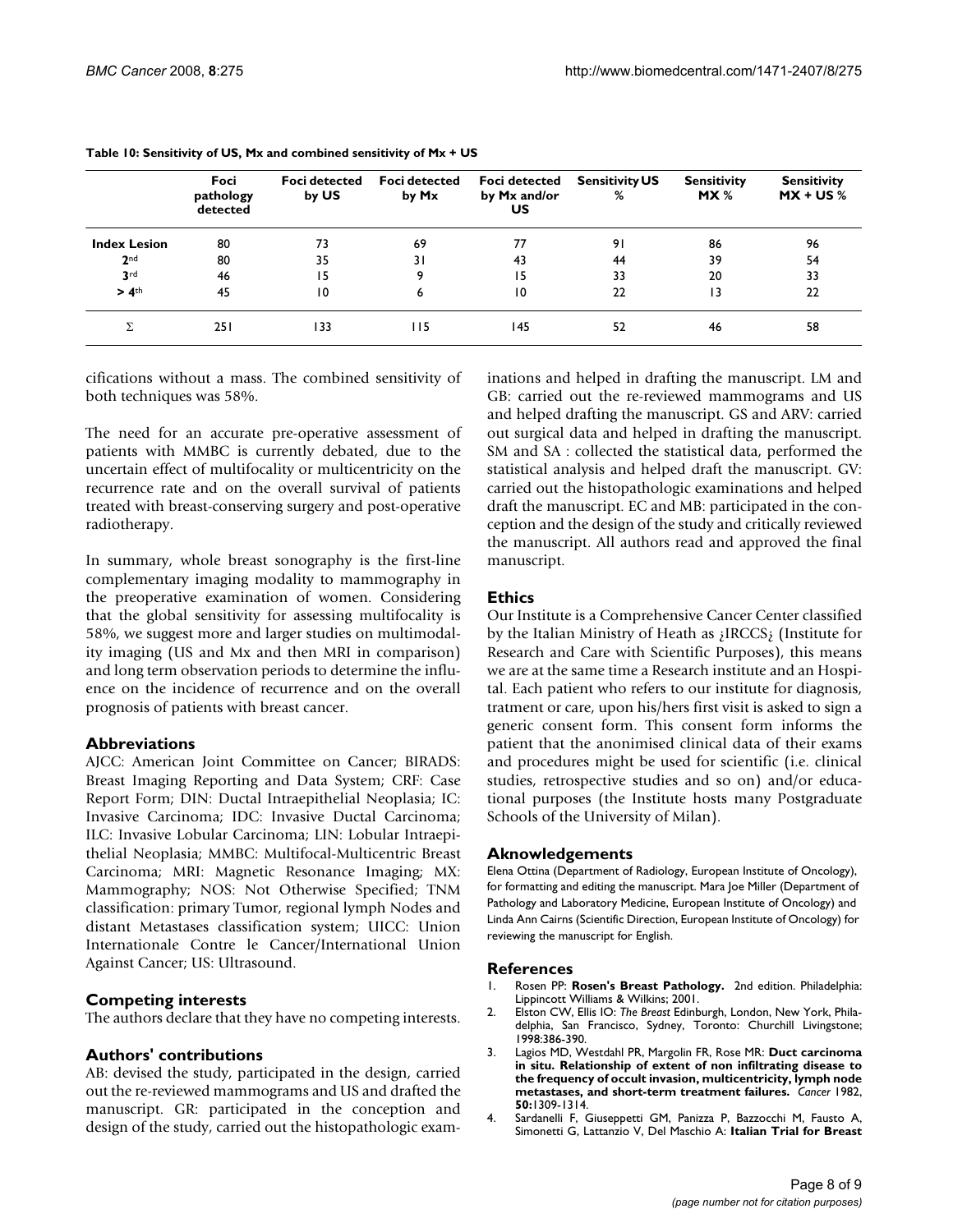**Table 10: Sensitivity of US, Mx and combined sensitivity of Mx + US**

| | Foci pathology detected | Foci detected by US | Foci detected by Mx | Foci detected by Mx and/or US | Sensitivity US % | Sensitivity MX % | Sensitivity MX + US % |
|---|---|---|---|---|---|---|---|
| **Index Lesion** | 80 | 73 | 69 | 77 | 91 | 86 | 96 |
| **2nd** | 80 | 35 | 31 | 43 | 44 | 39 | 54 |
| **3rd** | 46 | 15 | 9 | 15 | 33 | 20 | 33 |
| **> 4th** | 45 | 10 | 6 | 10 | 22 | 13 | 22 |
| Σ | 251 | 133 | 115 | 145 | 52 | 46 | 58 |

cifications without a mass. The combined sensitivity of both techniques was 58%.

The need for an accurate pre-operative assessment of patients with MMBC is currently debated, due to the uncertain effect of multifocality or multicentricity on the recurrence rate and on the overall survival of patients treated with breast-conserving surgery and post-operative radiotherapy.

In summary, whole breast sonography is the first-line complementary imaging modality to mammography in the preoperative examination of women. Considering that the global sensitivity for assessing multifocality is 58%, we suggest more and larger studies on multimodality imaging (US and Mx and then MRI in comparison) and long term observation periods to determine the influence on the incidence of recurrence and on the overall prognosis of patients with breast cancer.

## Abbreviations

AJCC: American Joint Committee on Cancer; BIRADS: Breast Imaging Reporting and Data System; CRF: Case Report Form; DIN: Ductal Intraepithelial Neoplasia; IC: Invasive Carcinoma; IDC: Invasive Ductal Carcinoma; ILC: Invasive Lobular Carcinoma; LIN: Lobular Intraepithelial Neoplasia; MMBC: Multifocal-Multicentric Breast Carcinoma; MRI: Magnetic Resonance Imaging; MX: Mammography; NOS: Not Otherwise Specified; TNM classification: primary Tumor, regional lymph Nodes and distant Metastases classification system; UICC: Union Internationale Contre le Cancer/International Union Against Cancer; US: Ultrasound.

## Competing interests

The authors declare that they have no competing interests.

## Authors' contributions

AB: devised the study, participated in the design, carried out the re-reviewed mammograms and US and drafted the manuscript. GR: participated in the conception and design of the study, carried out the histopathologic examinations and helped in drafting the manuscript. LM and GB: carried out the re-reviewed mammograms and US and helped drafting the manuscript. GS and ARV: carried out surgical data and helped in drafting the manuscript. SM and SA : collected the statistical data, performed the statistical analysis and helped draft the manuscript. GV: carried out the histopathologic examinations and helped draft the manuscript. EC and MB: participated in the conception and the design of the study and critically reviewed the manuscript. All authors read and approved the final manuscript.

## Ethics

Our Institute is a Comprehensive Cancer Center classified by the Italian Ministry of Heath as ¿IRCCS¿ (Institute for Research and Care with Scientific Purposes), this means we are at the same time a Research institute and an Hospital. Each patient who refers to our institute for diagnosis, tratment or care, upon his/hers first visit is asked to sign a generic consent form. This consent form informs the patient that the anonimised clinical data of their exams and procedures might be used for scientific (i.e. clinical studies, retrospective studies and so on) and/or educational purposes (the Institute hosts many Postgraduate Schools of the University of Milan).

## Aknowledgements

Elena Ottina (Department of Radiology, European Institute of Oncology), for formatting and editing the manuscript. Mara Joe Miller (Department of Pathology and Laboratory Medicine, European Institute of Oncology) and Linda Ann Cairns (Scientific Direction, European Institute of Oncology) for reviewing the manuscript for English.

## References

1. Rosen PP: **Rosen's Breast Pathology.** 2nd edition. Philadelphia: Lippincott Williams & Wilkins; 2001.
2. Elston CW, Ellis IO: *The Breast* Edinburgh, London, New York, Philadelphia, San Francisco, Sydney, Toronto: Churchill Livingstone; 1998:386-390.
3. Lagios MD, Westdahl PR, Margolin FR, Rose MR: **Duct carcinoma in situ. Relationship of extent of non infiltrating disease to the frequency of occult invasion, multicentricity, lymph node metastases, and short-term treatment failures.** *Cancer* 1982, **50:**1309-1314.
4. Sardanelli F, Giuseppetti GM, Panizza P, Bazzocchi M, Fausto A, Simonetti G, Lattanzio V, Del Maschio A: **Italian Trial for Breast**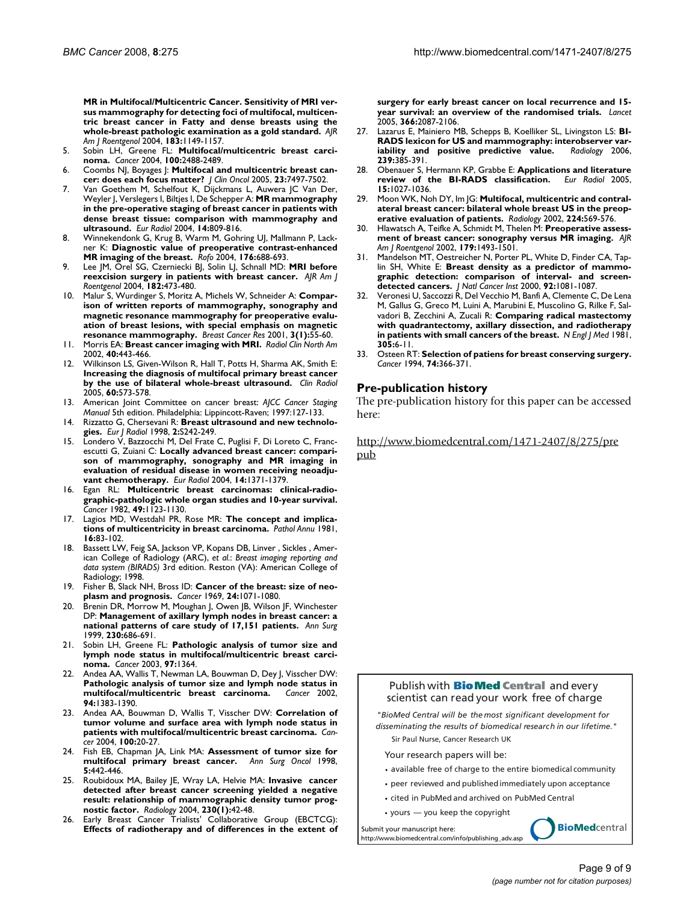**MR in Multifocal/Multicentric Cancer. Sensitivity of MRI versus mammography for detecting foci of multifocal, multicentric breast cancer in Fatty and dense breasts using the whole-breast pathologic examination as a gold standard.** *AJR Am J Roentgenol* 2004, **183:**1149-1157.

5. Sobin LH, Greene FL: **Multifocal/multicentric breast carcinoma.** *Cancer* 2004, **100:**2488-2489.
6. Coombs NJ, Boyages J: **Multifocal and multicentric breast cancer: does each focus matter?** *J Clin Oncol* 2005, **23:**7497-7502.
7. Van Goethem M, Schelfout K, Dijckmans L, Auwera JC Van Der, Weyler J, Verslegers I, Biltjes I, De Schepper A: **MR mammography in the pre-operative staging of breast cancer in patients with dense breast tissue: comparison with mammography and ultrasound.** *Eur Radiol* 2004, **14:**809-816.
8. Winnekendonk G, Krug B, Warm M, Gohring UJ, Mallmann P, Lackner K: **Diagnostic value of preoperative contrast-enhanced MR imaging of the breast.** *Rofo* 2004, **176:**688-693.
9. Lee JM, Orel SG, Czerniecki BJ, Solin LJ, Schnall MD: **MRI before reexcision surgery in patients with breast cancer.** *AJR Am J Roentgenol* 2004, **182:**473-480.
10. Malur S, Wurdinger S, Moritz A, Michels W, Schneider A: **Comparison of written reports of mammography, sonography and magnetic resonance mammography for preoperative evaluation of breast lesions, with special emphasis on magnetic resonance mammography.** *Breast Cancer Res* 2001, **3(1):**55-60.
11. Morris EA: **Breast cancer imaging with MRI.** *Radiol Clin North Am* 2002, **40:**443-466.
12. Wilkinson LS, Given-Wilson R, Hall T, Potts H, Sharma AK, Smith E: **Increasing the diagnosis of multifocal primary breast cancer by the use of bilateral whole-breast ultrasound.** *Clin Radiol* 2005, **60:**573-578.
13. American Joint Committee on cancer breast: *AJCC Cancer Staging Manual* 5th edition. Philadelphia: Lippincott-Raven; 1997:127-133.
14. Rizzatto G, Chersevani R: **Breast ultrasound and new technologies.** *Eur J Radiol* 1998, **2:**S242-249.
15. Londero V, Bazzocchi M, Del Frate C, Puglisi F, Di Loreto C, Francescutti G, Zuiani C: **Locally advanced breast cancer: comparison of mammography, sonography and MR imaging in evaluation of residual disease in women receiving neoadjuvant chemotherapy.** *Eur Radiol* 2004, **14:**1371-1379.
16. Egan RL: **Multicentric breast carcinomas: clinical-radiographic-pathologic whole organ studies and 10-year survival.** *Cancer* 1982, **49:**1123-1130.
17. Lagios MD, Westdahl PR, Rose MR: **The concept and implications of multicentricity in breast carcinoma.** *Pathol Annu* 1981, **16:**83-102.
18. Bassett LW, Feig SA, Jackson VP, Kopans DB, Linver , Sickles , American College of Radiology (ARC), *et al.*: *Breast imaging reporting and data system (BIRADS)* 3rd edition. Reston (VA): American College of Radiology; 1998.
19. Fisher B, Slack NH, Bross ID: **Cancer of the breast: size of neoplasm and prognosis.** *Cancer* 1969, **24:**1071-1080.
20. Brenin DR, Morrow M, Moughan J, Owen JB, Wilson JF, Winchester DP: **Management of axillary lymph nodes in breast cancer: a national patterns of care study of 17,151 patients.** *Ann Surg* 1999, **230:**686-691.
21. Sobin LH, Greene FL: **Pathologic analysis of tumor size and lymph node status in multifocal/multicentric breast carcinoma.** *Cancer* 2003, **97:**1364.
22. Andea AA, Wallis T, Newman LA, Bouwman D, Dey J, Visscher DW: **Pathologic analysis of tumor size and lymph node status in multifocal/multicentric breast carcinoma.** *Cancer* 2002, **94:**1383-1390.
23. Andea AA, Bouwman D, Wallis T, Visscher DW: **Correlation of tumor volume and surface area with lymph node status in patients with multifocal/multicentric breast carcinoma.** *Cancer* 2004, **100:**20-27.
24. Fish EB, Chapman JA, Link MA: **Assessment of tumor size for multifocal primary breast cancer.** *Ann Surg Oncol* 1998, **5:**442-446.
25. Roubidoux MA, Bailey JE, Wray LA, Helvie MA: **Invasive cancer detected after breast cancer screening yielded a negative result: relationship of mammographic density tumor prognostic factor.** *Radiology* 2004, **230(1):**42-48.
26. Early Breast Cancer Trialists' Collaborative Group (EBCTCG): **Effects of radiotherapy and of differences in the extent of surgery for early breast cancer on local recurrence and 15-year survival: an overview of the randomised trials.** *Lancet* 2005, **366:**2087-2106.
27. Lazarus E, Mainiero MB, Schepps B, Koelliker SL, Livingston LS: **BI-RADS lexicon for US and mammography: interobserver variability and positive predictive value.** *Radiology* 2006, **239:**385-391.
28. Obenauer S, Hermann KP, Grabbe E: **Applications and literature review of the BI-RADS classification.** *Eur Radiol* 2005, **15:**1027-1036.
29. Moon WK, Noh DY, Im JG: **Multifocal, multicentric and contralateral breast cancer: bilateral whole breast US in the preoperative evaluation of patients.** *Radiology* 2002, **224:**569-576.
30. Hlawatsch A, Teifke A, Schmidt M, Thelen M: **Preoperative assessment of breast cancer: sonography versus MR imaging.** *AJR Am J Roentgenol* 2002, **179:**1493-1501.
31. Mandelson MT, Oestreicher N, Porter PL, White D, Finder CA, Taplin SH, White E: **Breast density as a predictor of mammographic detection: comparison of interval- and screen-detected cancers.** *J Natl Cancer Inst* 2000, **92:**1081-1087.
32. Veronesi U, Saccozzi R, Del Vecchio M, Banfi A, Clemente C, De Lena M, Gallus G, Greco M, Luini A, Marubini E, Muscolino G, Rilke F, Salvadori B, Zecchini A, Zucali R: **Comparing radical mastectomy with quadrantectomy, axillary dissection, and radiotherapy in patients with small cancers of the breast.** *N Engl J Med* 1981, **305:**6-11.
33. Osteen RT: **Selection of patiens for breast conserving surgery.** *Cancer* 1994, **74:**366-371.

## Pre-publication history

The pre-publication history for this paper can be accessed here:

http://www.biomedcentral.com/1471-2407/8/275/prepub

Publish with **BioMed Central** and every scientist can read your work free of charge

*"BioMed Central will be the most significant development for disseminating the results of biomedical research in our lifetime."*
Sir Paul Nurse, Cancer Research UK

Your research papers will be:

- available free of charge to the entire biomedical community
- peer reviewed and published immediately upon acceptance
- cited in PubMed and archived on PubMed Central
- yours — you keep the copyright

Submit your manuscript here:
http://www.biomedcentral.com/info/publishing_adv.asp

BioMedcentral